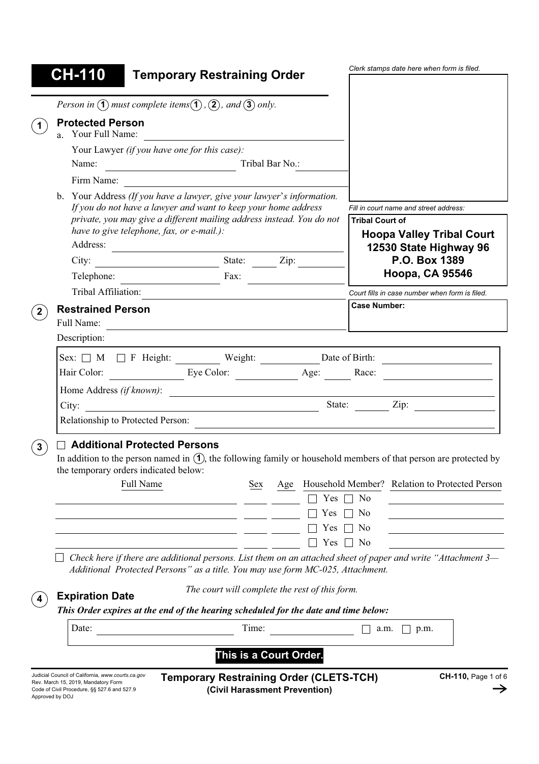# CH-110 Temporary Restraining Order

*Clerk stamps date here when form is filed.*

*Person in (1) must complete items (1), (2), and (3) only.*

*Fill in court name and street address:*

**Tribal Court of**

**Hoopa Valley Tribal Court**
**12530 State Highway 96**
**P.O. Box 1389**
**Hoopa, CA 95546**

*Court fills in case number when form is filed.*

**Case Number:**

## 1 Protected Person

a. Your Full Name: ______________________

Your Lawyer *(if you have one for this case):*

Name: ______________________ Tribal Bar No.: ______________________

Firm Name: ______________________

b. Your Address *(If you have a lawyer, give your lawyer's information. If you do not have a lawyer and want to keep your home address private, you may give a different mailing address instead. You do not have to give telephone, fax, or e-mail.):*

Address: ______________________

City: ______________________ State: ______ Zip: ______

Telephone: ______________________ Fax: ______________________

Tribal Affiliation: ______________________

## 2 Restrained Person

Full Name: ______________________

Description:

Sex: ☐ M ☐ F Height: ______ Weight: ______ Date of Birth: ______

Hair Color: ______ Eye Color: ______ Age: ______ Race: ______

Home Address *(if known)*: ______________________

City: ______________________ State: ______ Zip: ______

Relationship to Protected Person: ______________________

## 3 ☐ Additional Protected Persons

In addition to the person named in (1), the following family or household members of that person are protected by the temporary orders indicated below:

| Full Name | Sex | Age | Household Member? | Relation to Protected Person |
|---|---|---|---|---|
| | | | ☐ Yes ☐ No | |
| | | | ☐ Yes ☐ No | |
| | | | ☐ Yes ☐ No | |
| | | | ☐ Yes ☐ No | |

☐ *Check here if there are additional persons. List them on an attached sheet of paper and write "Attachment 3—Additional Protected Persons" as a title. You may use form MC-025, Attachment.*

*The court will complete the rest of this form.*

## 4 Expiration Date

***This Order expires at the end of the hearing scheduled for the date and time below:***

Date: ______________________ Time: ______________________ ☐ a.m. ☐ p.m.

**This is a Court Order.**

Judicial Council of California, www.courts.ca.gov
Rev. March 15, 2019, Mandatory Form
Code of Civil Procedure, §§ 527.6 and 527.9
Approved by DOJ

**Temporary Restraining Order (CLETS-TCH)**
**(Civil Harassment Prevention)**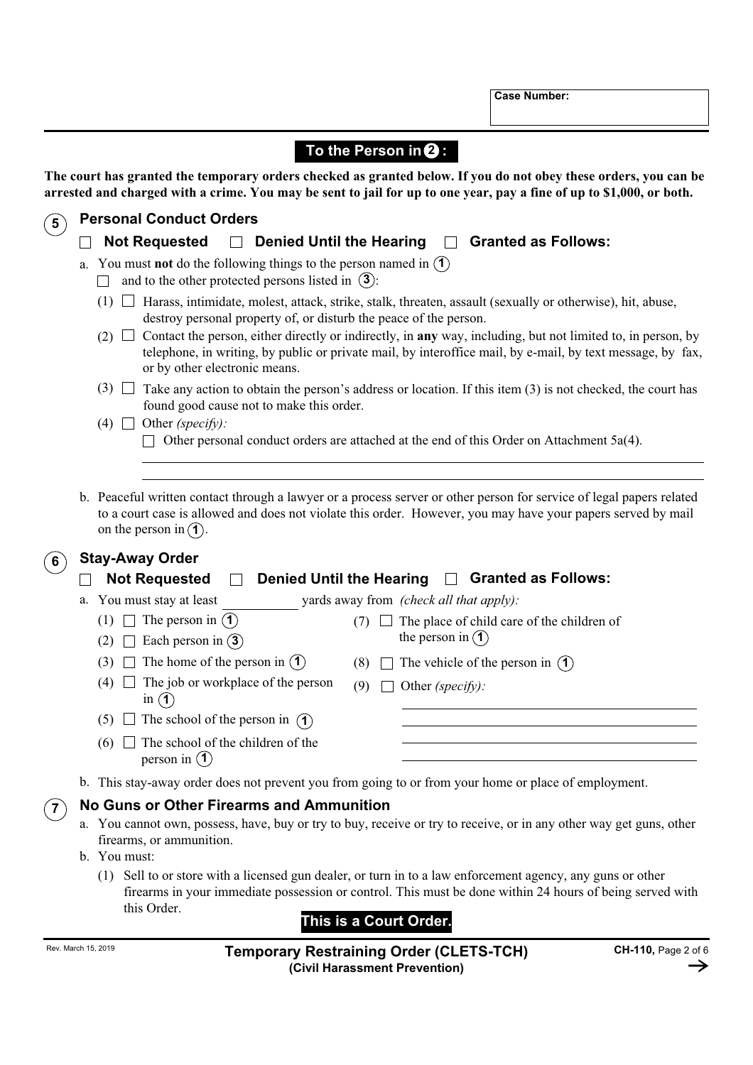Case Number:

## To the Person in ②:

**The court has granted the temporary orders checked as granted below. If you do not obey these orders, you can be arrested and charged with a crime. You may be sent to jail for up to one year, pay a fine of up to $1,000, or both.**

### ⑤ Personal Conduct Orders

☐ **Not Requested** ☐ **Denied Until the Hearing** ☐ **Granted as Follows:**

a. You must **not** do the following things to the person named in ①
☐ and to the other protected persons listed in ③:

(1) ☐ Harass, intimidate, molest, attack, strike, stalk, threaten, assault (sexually or otherwise), hit, abuse, destroy personal property of, or disturb the peace of the person.

(2) ☐ Contact the person, either directly or indirectly, in **any** way, including, but not limited to, in person, by telephone, in writing, by public or private mail, by interoffice mail, by e-mail, by text message, by fax, or by other electronic means.

(3) ☐ Take any action to obtain the person's address or location. If this item (3) is not checked, the court has found good cause not to make this order.

(4) ☐ Other *(specify)*:
☐ Other personal conduct orders are attached at the end of this Order on Attachment 5a(4).

______________________________________________

______________________________________________

b. Peaceful written contact through a lawyer or a process server or other person for service of legal papers related to a court case is allowed and does not violate this order. However, you may have your papers served by mail on the person in ①.

### ⑥ Stay-Away Order

☐ **Not Requested** ☐ **Denied Until the Hearing** ☐ **Granted as Follows:**

a. You must stay at least __________ yards away from *(check all that apply)*:

(1) ☐ The person in ①

(2) ☐ Each person in ③

(3) ☐ The home of the person in ①

(4) ☐ The job or workplace of the person in ①

(5) ☐ The school of the person in ①

(6) ☐ The school of the children of the person in ①

(7) ☐ The place of child care of the children of the person in ①

(8) ☐ The vehicle of the person in ①

(9) ☐ Other *(specify)*:

______________________________________________

______________________________________________

______________________________________________

______________________________________________

b. This stay-away order does not prevent you from going to or from your home or place of employment.

### ⑦ No Guns or Other Firearms and Ammunition

a. You cannot own, possess, have, buy or try to buy, receive or try to receive, or in any other way get guns, other firearms, or ammunition.

b. You must:

(1) Sell to or store with a licensed gun dealer, or turn in to a law enforcement agency, any guns or other firearms in your immediate possession or control. This must be done within 24 hours of being served with this Order.

**This is a Court Order.**

Rev. March 15, 2019 **Temporary Restraining Order (CLETS-TCH) (Civil Harassment Prevention)** **CH-110**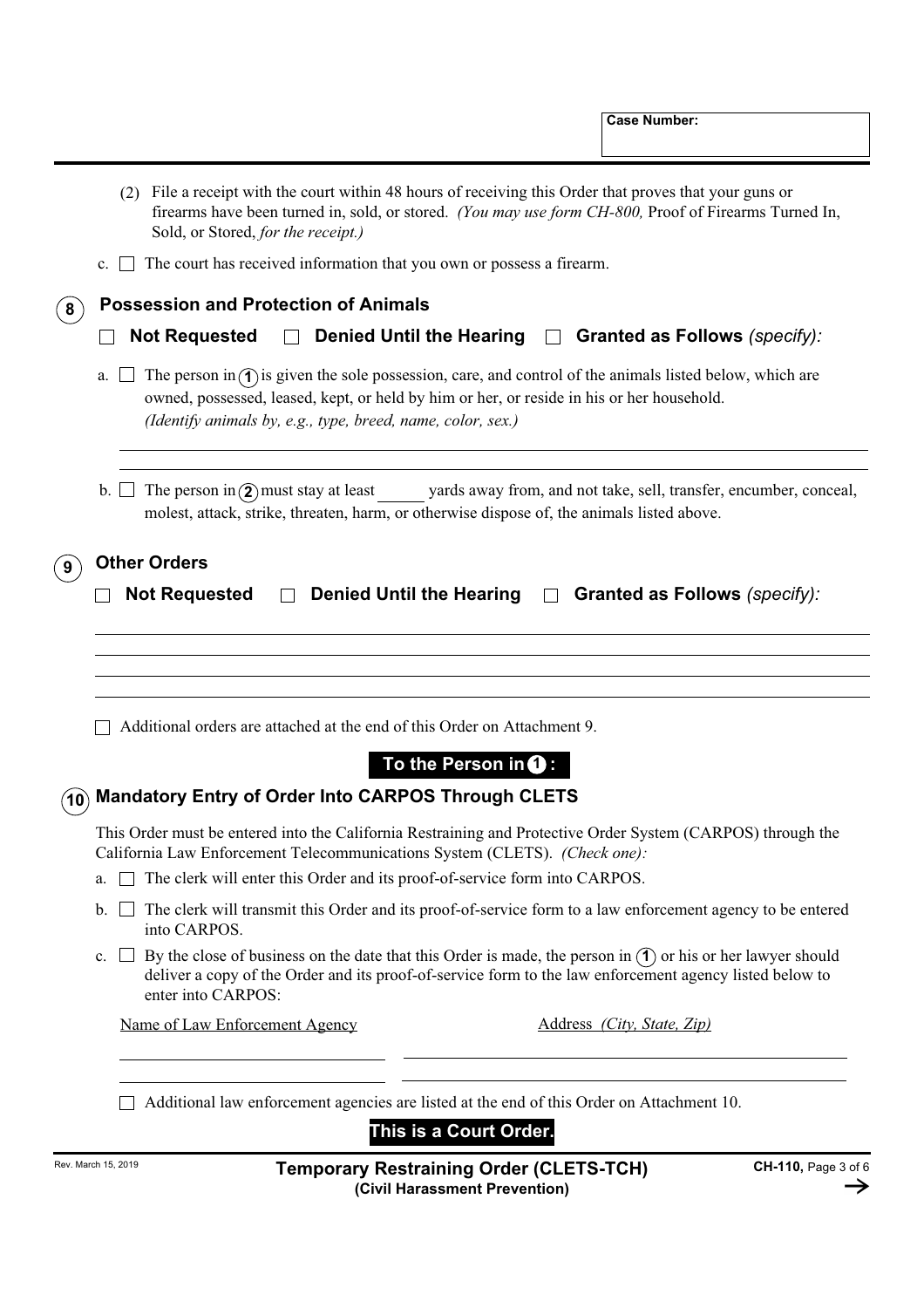Case Number:

(2) File a receipt with the court within 48 hours of receiving this Order that proves that your guns or firearms have been turned in, sold, or stored. *(You may use form CH-800,* Proof of Firearms Turned In, Sold, or Stored, *for the receipt.)*

c. ☐ The court has received information that you own or possess a firearm.

## 8 Possession and Protection of Animals

☐ **Not Requested** ☐ **Denied Until the Hearing** ☐ **Granted as Follows** *(specify):*

a. ☐ The person in (1) is given the sole possession, care, and control of the animals listed below, which are owned, possessed, leased, kept, or held by him or her, or reside in his or her household. *(Identify animals by, e.g., type, breed, name, color, sex.)*

_______________________________________________

_______________________________________________

b. ☐ The person in (2) must stay at least ______ yards away from, and not take, sell, transfer, encumber, conceal, molest, attack, strike, threaten, harm, or otherwise dispose of, the animals listed above.

## 9 Other Orders

☐ **Not Requested** ☐ **Denied Until the Hearing** ☐ **Granted as Follows** *(specify):*

_______________________________________________

_______________________________________________

_______________________________________________

_______________________________________________

☐ Additional orders are attached at the end of this Order on Attachment 9.

**To the Person in (1):**

## 10 Mandatory Entry of Order Into CARPOS Through CLETS

This Order must be entered into the California Restraining and Protective Order System (CARPOS) through the California Law Enforcement Telecommunications System (CLETS). *(Check one):*

a. ☐ The clerk will enter this Order and its proof-of-service form into CARPOS.

b. ☐ The clerk will transmit this Order and its proof-of-service form to a law enforcement agency to be entered into CARPOS.

c. ☐ By the close of business on the date that this Order is made, the person in (1) or his or her lawyer should deliver a copy of the Order and its proof-of-service form to the law enforcement agency listed below to enter into CARPOS:

| Name of Law Enforcement Agency | Address *(City, State, Zip)* |
|---|---|
| | |
| | |

☐ Additional law enforcement agencies are listed at the end of this Order on Attachment 10.

**This is a Court Order.**

Rev. March 15, 2019

**Temporary Restraining Order (CLETS-TCH)**
**(Civil Harassment Prevention)**

**CH-110,** Page 3 of 6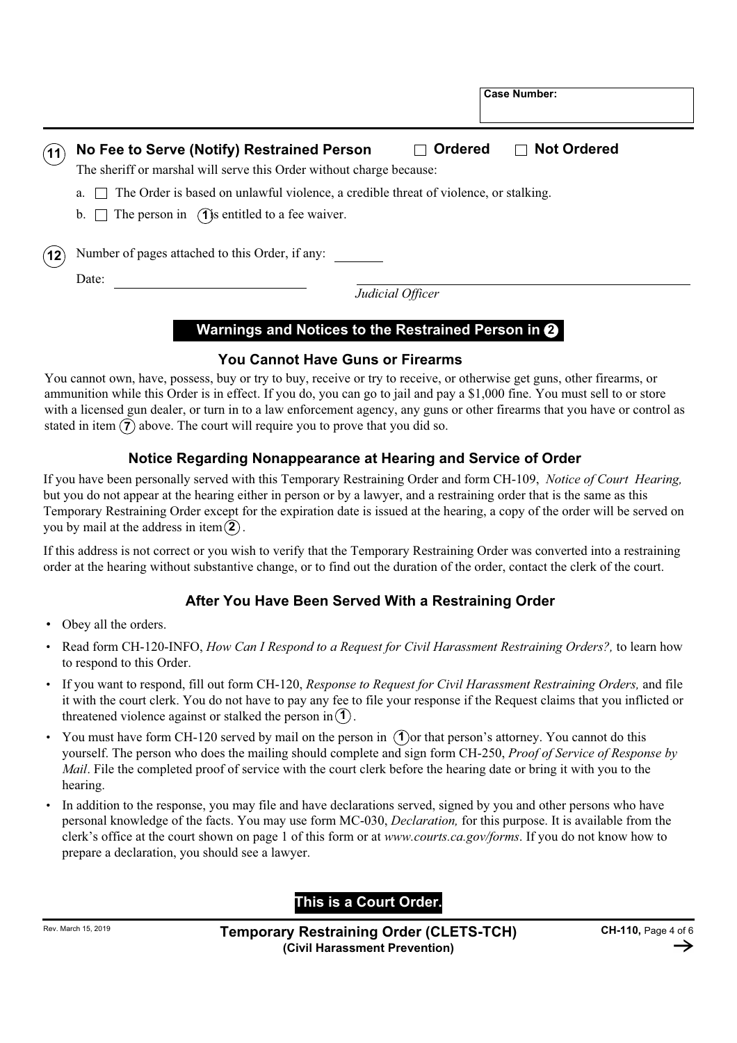Case Number:

**(11) No Fee to Serve (Notify) Restrained Person** ☐ **Ordered** ☐ **Not Ordered**

The sheriff or marshal will serve this Order without charge because:

a. ☐ The Order is based on unlawful violence, a credible threat of violence, or stalking.

b. ☐ The person in (1) is entitled to a fee waiver.

**(12)** Number of pages attached to this Order, if any: ________

Date: ____________________ ______________________________
*Judicial Officer*

## Warnings and Notices to the Restrained Person in (2)

### You Cannot Have Guns or Firearms

You cannot own, have, possess, buy or try to buy, receive or try to receive, or otherwise get guns, other firearms, or ammunition while this Order is in effect. If you do, you can go to jail and pay a $1,000 fine. You must sell to or store with a licensed gun dealer, or turn in to a law enforcement agency, any guns or other firearms that you have or control as stated in item (7) above. The court will require you to prove that you did so.

### Notice Regarding Nonappearance at Hearing and Service of Order

If you have been personally served with this Temporary Restraining Order and form CH-109, *Notice of Court Hearing,* but you do not appear at the hearing either in person or by a lawyer, and a restraining order that is the same as this Temporary Restraining Order except for the expiration date is issued at the hearing, a copy of the order will be served on you by mail at the address in item (2).

If this address is not correct or you wish to verify that the Temporary Restraining Order was converted into a restraining order at the hearing without substantive change, or to find out the duration of the order, contact the clerk of the court.

### After You Have Been Served With a Restraining Order

- Obey all the orders.
- Read form CH-120-INFO, *How Can I Respond to a Request for Civil Harassment Restraining Orders?,* to learn how to respond to this Order.
- If you want to respond, fill out form CH-120, *Response to Request for Civil Harassment Restraining Orders,* and file it with the court clerk. You do not have to pay any fee to file your response if the Request claims that you inflicted or threatened violence against or stalked the person in (1).
- You must have form CH-120 served by mail on the person in (1) or that person's attorney. You cannot do this yourself. The person who does the mailing should complete and sign form CH-250, *Proof of Service of Response by Mail*. File the completed proof of service with the court clerk before the hearing date or bring it with you to the hearing.
- In addition to the response, you may file and have declarations served, signed by you and other persons who have personal knowledge of the facts. You may use form MC-030, *Declaration,* for this purpose. It is available from the clerk's office at the court shown on page 1 of this form or at *www.courts.ca.gov/forms*. If you do not know how to prepare a declaration, you should see a lawyer.

**This is a Court Order.**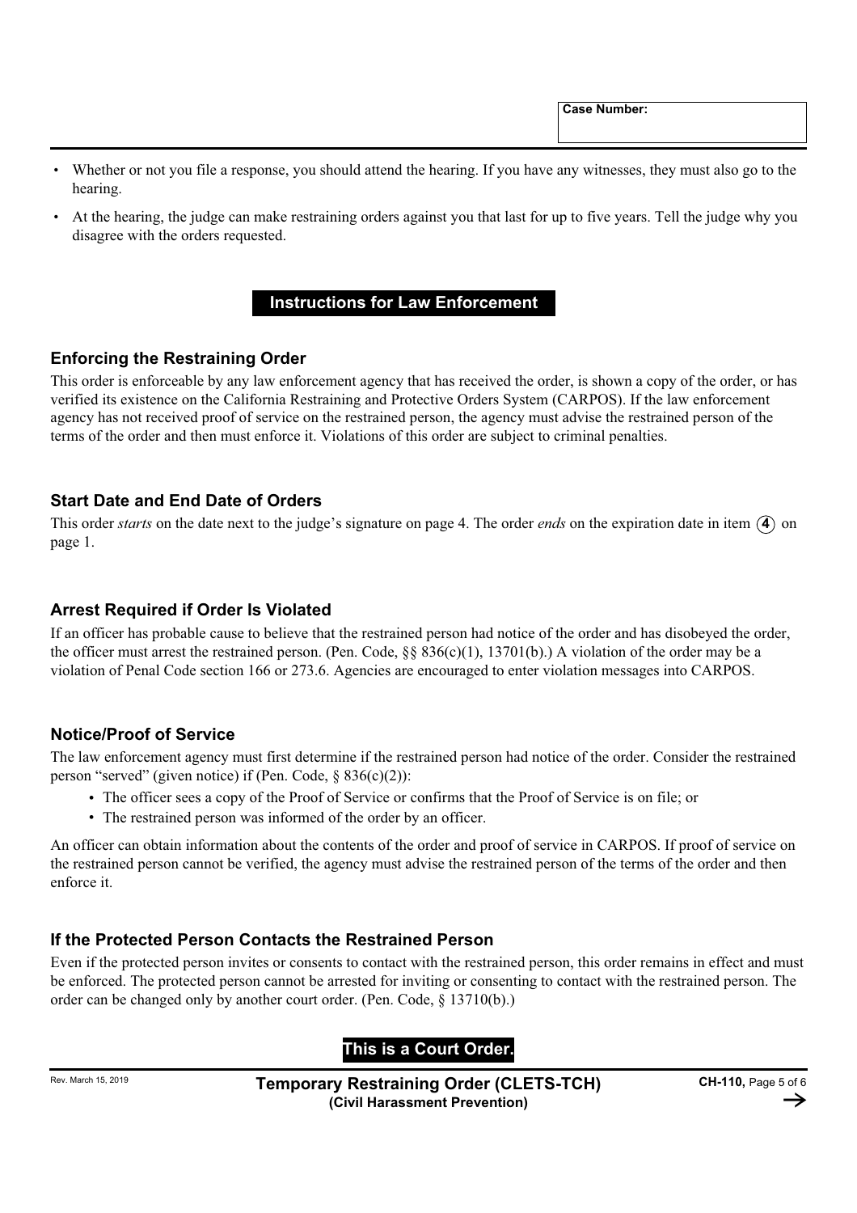**Case Number:**

- Whether or not you file a response, you should attend the hearing. If you have any witnesses, they must also go to the hearing.
- At the hearing, the judge can make restraining orders against you that last for up to five years. Tell the judge why you disagree with the orders requested.

## Instructions for Law Enforcement

### Enforcing the Restraining Order

This order is enforceable by any law enforcement agency that has received the order, is shown a copy of the order, or has verified its existence on the California Restraining and Protective Orders System (CARPOS). If the law enforcement agency has not received proof of service on the restrained person, the agency must advise the restrained person of the terms of the order and then must enforce it. Violations of this order are subject to criminal penalties.

### Start Date and End Date of Orders

This order *starts* on the date next to the judge's signature on page 4. The order *ends* on the expiration date in item (4) on page 1.

### Arrest Required if Order Is Violated

If an officer has probable cause to believe that the restrained person had notice of the order and has disobeyed the order, the officer must arrest the restrained person. (Pen. Code, §§ 836(c)(1), 13701(b).) A violation of the order may be a violation of Penal Code section 166 or 273.6. Agencies are encouraged to enter violation messages into CARPOS.

### Notice/Proof of Service

The law enforcement agency must first determine if the restrained person had notice of the order. Consider the restrained person "served" (given notice) if (Pen. Code, § 836(c)(2)):

- The officer sees a copy of the Proof of Service or confirms that the Proof of Service is on file; or
- The restrained person was informed of the order by an officer.

An officer can obtain information about the contents of the order and proof of service in CARPOS. If proof of service on the restrained person cannot be verified, the agency must advise the restrained person of the terms of the order and then enforce it.

### If the Protected Person Contacts the Restrained Person

Even if the protected person invites or consents to contact with the restrained person, this order remains in effect and must be enforced. The protected person cannot be arrested for inviting or consenting to contact with the restrained person. The order can be changed only by another court order. (Pen. Code, § 13710(b).)

**This is a Court Order.**

Rev. March 15, 2019

**Temporary Restraining Order (CLETS-TCH)**
**(Civil Harassment Prevention)**

**CH-110**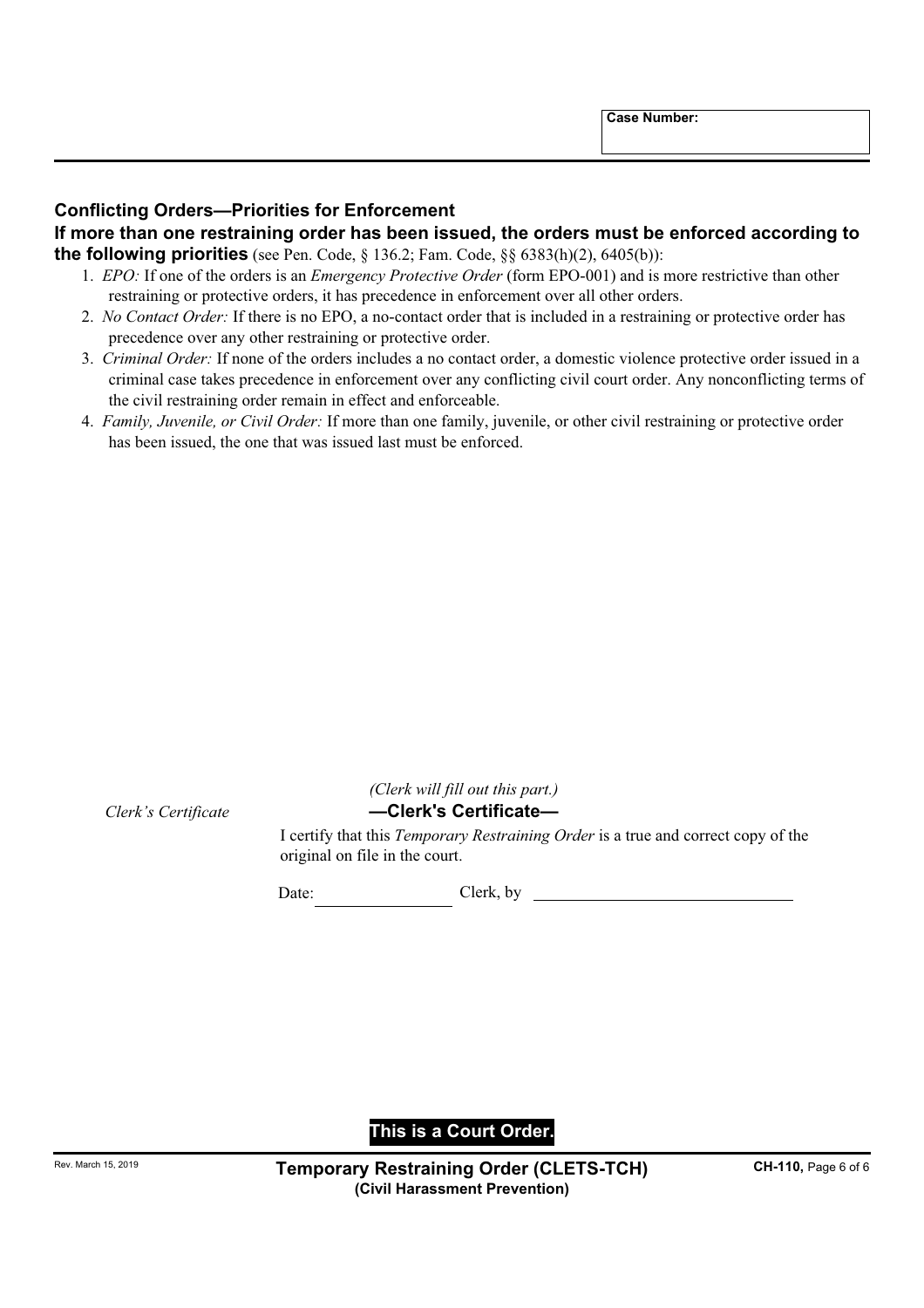**Case Number:**

## Conflicting Orders—Priorities for Enforcement

**If more than one restraining order has been issued, the orders must be enforced according to the following priorities** (see Pen. Code, § 136.2; Fam. Code, §§ 6383(h)(2), 6405(b)):

1. *EPO:* If one of the orders is an *Emergency Protective Order* (form EPO-001) and is more restrictive than other restraining or protective orders, it has precedence in enforcement over all other orders.
2. *No Contact Order:* If there is no EPO, a no-contact order that is included in a restraining or protective order has precedence over any other restraining or protective order.
3. *Criminal Order:* If none of the orders includes a no contact order, a domestic violence protective order issued in a criminal case takes precedence in enforcement over any conflicting civil court order. Any nonconflicting terms of the civil restraining order remain in effect and enforceable.
4. *Family, Juvenile, or Civil Order:* If more than one family, juvenile, or other civil restraining or protective order has been issued, the one that was issued last must be enforced.

*Clerk's Certificate*

*(Clerk will fill out this part.)*

**—Clerk's Certificate—**

I certify that this *Temporary Restraining Order* is a true and correct copy of the original on file in the court.

Date: ________________ Clerk, by ______________________________

**This is a Court Order.**